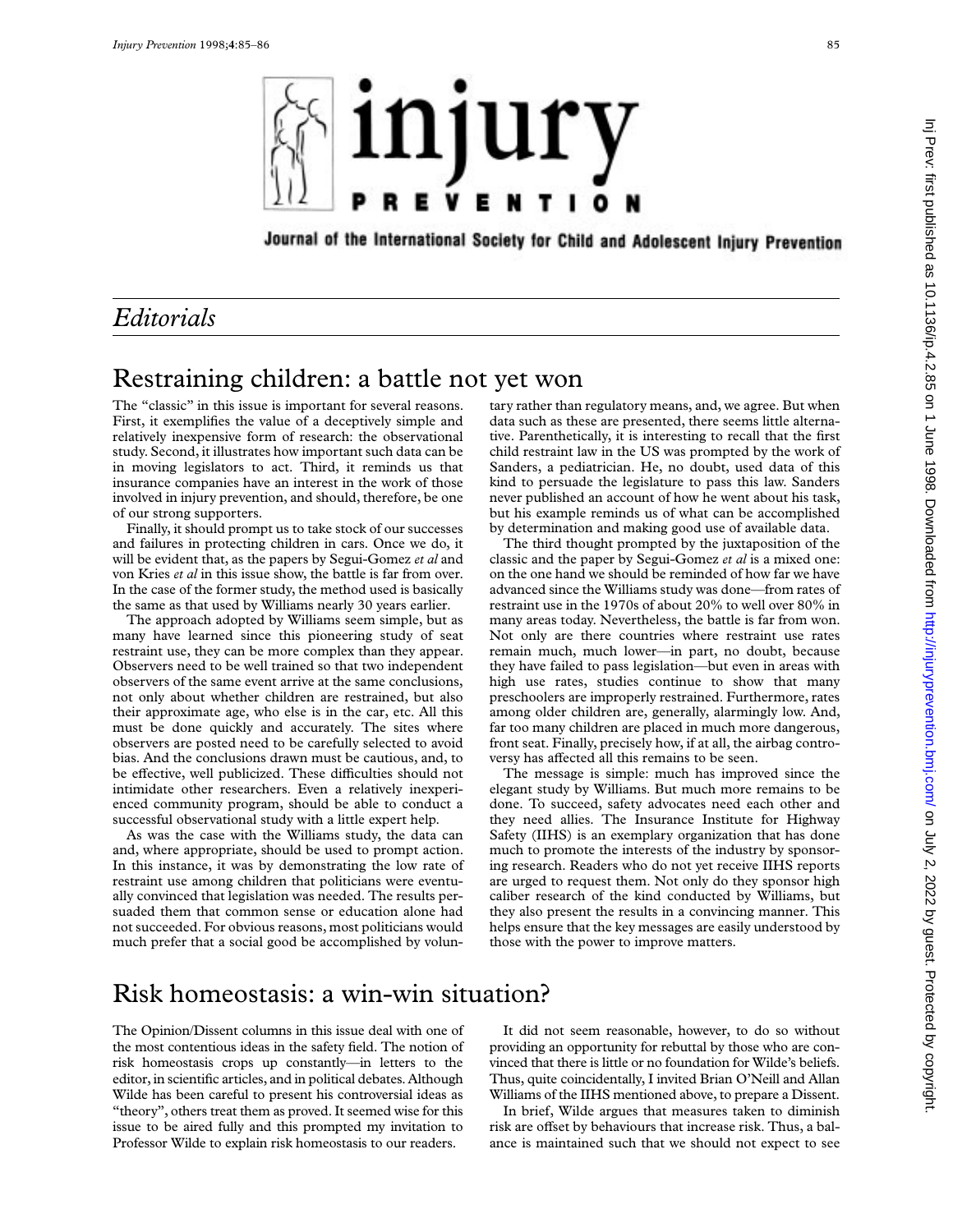# injury PREVENTION

Journal of the International Society for Child and Adolescent Injury Prevention

## Editorials

## Restraining children: a battle not yet won

The "classic" in this issue is important for several reasons. First, it exemplifies the value of a deceptively simple and relatively inexpensive form of research: the observational study. Second, it illustrates how important such data can be in moving legislators to act. Third, it reminds us that insurance companies have an interest in the work of those involved in injury prevention, and should, therefore, be one of our strong supporters.

Finally, it should prompt us to take stock of our successes and failures in protecting children in cars. Once we do, it will be evident that, as the papers by Segui-Gomez *et al* and von Kries *et al* in this issue show, the battle is far from over. In the case of the former study, the method used is basically the same as that used by Williams nearly 30 years earlier.

The approach adopted by Williams seem simple, but as many have learned since this pioneering study of seat restraint use, they can be more complex than they appear. Observers need to be well trained so that two independent observers of the same event arrive at the same conclusions, not only about whether children are restrained, but also their approximate age, who else is in the car, etc. All this must be done quickly and accurately. The sites where observers are posted need to be carefully selected to avoid bias. And the conclusions drawn must be cautious, and, to be effective, well publicized. These difficulties should not intimidate other researchers. Even a relatively inexperienced community program, should be able to conduct a successful observational study with a little expert help.

As was the case with the Williams study, the data can and, where appropriate, should be used to prompt action. In this instance, it was by demonstrating the low rate of restraint use among children that politicians were eventually convinced that legislation was needed. The results persuaded them that common sense or education alone had not succeeded. For obvious reasons, most politicians would much prefer that a social good be accomplished by voluntary rather than regulatory means, and, we agree. But when data such as these are presented, there seems little alternative. Parenthetically, it is interesting to recall that the first child restraint law in the US was prompted by the work of Sanders, a pediatrician. He, no doubt, used data of this kind to persuade the legislature to pass this law. Sanders never published an account of how he went about his task, but his example reminds us of what can be accomplished by determination and making good use of available data.

The third thought prompted by the juxtaposition of the classic and the paper by Segui-Gomez *et al* is a mixed one: on the one hand we should be reminded of how far we have advanced since the Williams study was done—from rates of restraint use in the 1970s of about 20% to well over 80% in many areas today. Nevertheless, the battle is far from won. Not only are there countries where restraint use rates remain much, much lower—in part, no doubt, because they have failed to pass legislation—but even in areas with high use rates, studies continue to show that many preschoolers are improperly restrained. Furthermore, rates among older children are, generally, alarmingly low. And, far too many children are placed in much more dangerous, front seat. Finally, precisely how, if at all, the airbag controversy has affected all this remains to be seen.

The message is simple: much has improved since the elegant study by Williams. But much more remains to be done. To succeed, safety advocates need each other and they need allies. The Insurance Institute for Highway Safety (IIHS) is an exemplary organization that has done much to promote the interests of the industry by sponsoring research. Readers who do not yet receive IIHS reports are urged to request them. Not only do they sponsor high caliber research of the kind conducted by Williams, but they also present the results in a convincing manner. This helps ensure that the key messages are easily understood by those with the power to improve matters.

## Risk homeostasis: a win-win situation?

The Opinion/Dissent columns in this issue deal with one of the most contentious ideas in the safety field. The notion of risk homeostasis crops up constantly—in letters to the editor, in scientific articles, and in political debates. Although Wilde has been careful to present his controversial ideas as "theory", others treat them as proved. It seemed wise for this issue to be aired fully and this prompted my invitation to Professor Wilde to explain risk homeostasis to our readers.

It did not seem reasonable, however, to do so without providing an opportunity for rebuttal by those who are convinced that there is little or no foundation for Wilde's beliefs. Thus, quite coincidentally, I invited Brian O'Neill and Allan Williams of the IIHS mentioned above, to prepare a Dissent.

In brief, Wilde argues that measures taken to diminish risk are offset by behaviours that increase risk. Thus, a balance is maintained such that we should not expect to see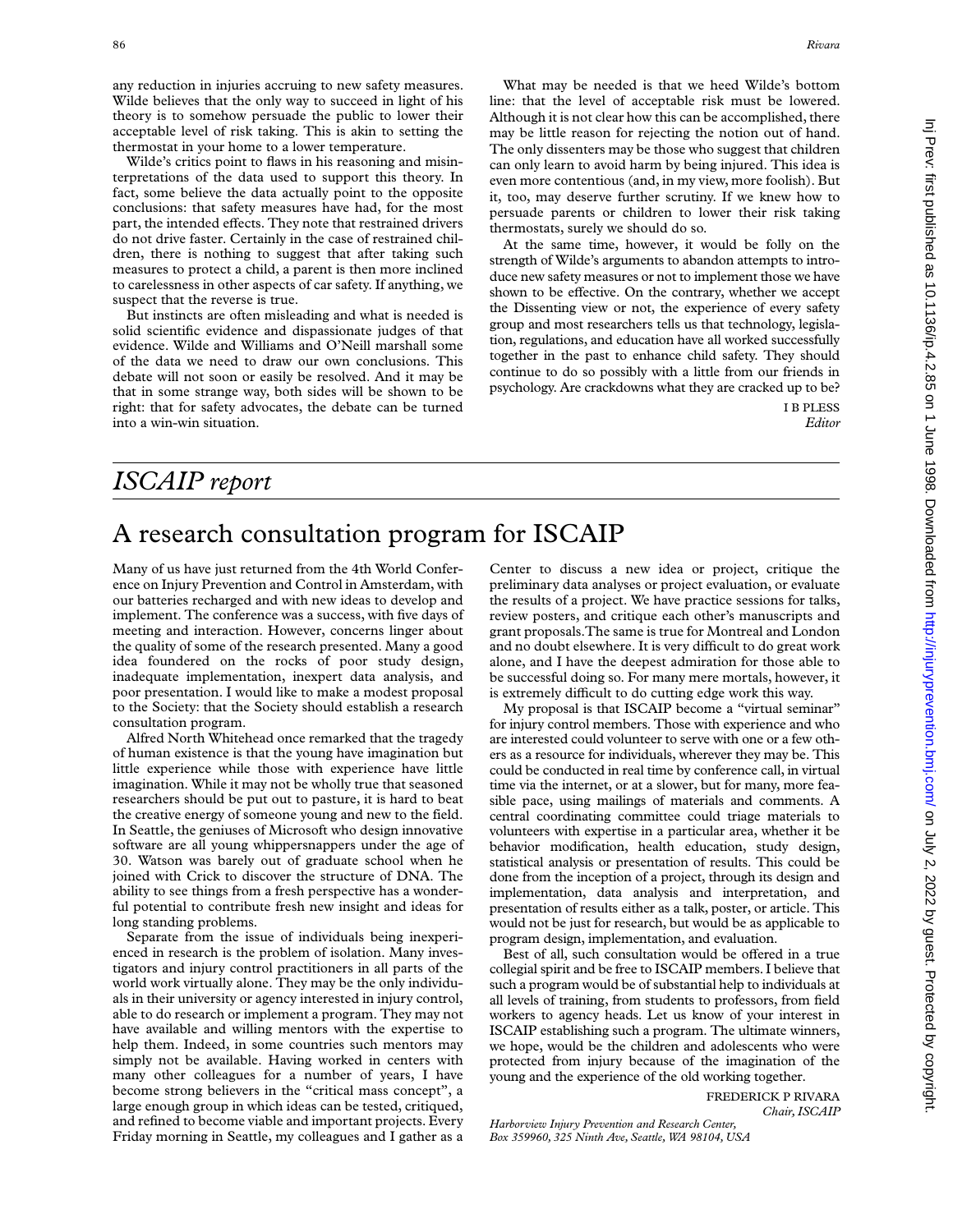any reduction in injuries accruing to new safety measures. Wilde believes that the only way to succeed in light of his theory is to somehow persuade the public to lower their acceptable level of risk taking. This is akin to setting the thermostat in your home to a lower temperature.

Wilde's critics point to flaws in his reasoning and misinterpretations of the data used to support this theory. In fact, some believe the data actually point to the opposite conclusions: that safety measures have had, for the most part, the intended effects. They note that restrained drivers do not drive faster. Certainly in the case of restrained children, there is nothing to suggest that after taking such measures to protect a child, a parent is then more inclined to carelessness in other aspects of car safety. If anything, we suspect that the reverse is true.

But instincts are often misleading and what is needed is solid scientific evidence and dispassionate judges of that evidence. Wilde and Williams and O'Neill marshall some of the data we need to draw our own conclusions. This debate will not soon or easily be resolved. And it may be that in some strange way, both sides will be shown to be right: that for safety advocates, the debate can be turned into a win-win situation.

What may be needed is that we heed Wilde's bottom line: that the level of acceptable risk must be lowered. Although it is not clear how this can be accomplished, there may be little reason for rejecting the notion out of hand. The only dissenters may be those who suggest that children can only learn to avoid harm by being injured. This idea is even more contentious (and, in my view, more foolish). But it, too, may deserve further scrutiny. If we knew how to persuade parents or children to lower their risk taking thermostats, surely we should do so.

At the same time, however, it would be folly on the strength of Wilde's arguments to abandon attempts to introduce new safety measures or not to implement those we have shown to be effective. On the contrary, whether we accept the Dissenting view or not, the experience of every safety group and most researchers tells us that technology, legislation, regulations, and education have all worked successfully together in the past to enhance child safety. They should continue to do so possibly with a little from our friends in psychology. Are crackdowns what they are cracked up to be?

I B PLESS
*Editor*

# *ISCAIP report*

## A research consultation program for ISCAIP

Many of us have just returned from the 4th World Conference on Injury Prevention and Control in Amsterdam, with our batteries recharged and with new ideas to develop and implement. The conference was a success, with five days of meeting and interaction. However, concerns linger about the quality of some of the research presented. Many a good idea foundered on the rocks of poor study design, inadequate implementation, inexpert data analysis, and poor presentation. I would like to make a modest proposal to the Society: that the Society should establish a research consultation program.

Alfred North Whitehead once remarked that the tragedy of human existence is that the young have imagination but little experience while those with experience have little imagination. While it may not be wholly true that seasoned researchers should be put out to pasture, it is hard to beat the creative energy of someone young and new to the field. In Seattle, the geniuses of Microsoft who design innovative software are all young whippersnappers under the age of 30. Watson was barely out of graduate school when he joined with Crick to discover the structure of DNA. The ability to see things from a fresh perspective has a wonderful potential to contribute fresh new insight and ideas for long standing problems.

Separate from the issue of individuals being inexperienced in research is the problem of isolation. Many investigators and injury control practitioners in all parts of the world work virtually alone. They may be the only individuals in their university or agency interested in injury control, able to do research or implement a program. They may not have available and willing mentors with the expertise to help them. Indeed, in some countries such mentors may simply not be available. Having worked in centers with many other colleagues for a number of years, I have become strong believers in the "critical mass concept", a large enough group in which ideas can be tested, critiqued, and refined to become viable and important projects. Every Friday morning in Seattle, my colleagues and I gather as a Center to discuss a new idea or project, critique the preliminary data analyses or project evaluation, or evaluate the results of a project. We have practice sessions for talks, review posters, and critique each other's manuscripts and grant proposals. The same is true for Montreal and London and no doubt elsewhere. It is very difficult to do great work alone, and I have the deepest admiration for those able to be successful doing so. For many mere mortals, however, it is extremely difficult to do cutting edge work this way.

My proposal is that ISCAIP become a "virtual seminar" for injury control members. Those with experience and who are interested could volunteer to serve with one or a few others as a resource for individuals, wherever they may be. This could be conducted in real time by conference call, in virtual time via the internet, or at a slower, but for many, more feasible pace, using mailings of materials and comments. A central coordinating committee could triage materials to volunteers with expertise in a particular area, whether it be behavior modification, health education, study design, statistical analysis or presentation of results. This could be done from the inception of a project, through its design and implementation, data analysis and interpretation, and presentation of results either as a talk, poster, or article. This would not be just for research, but would be as applicable to program design, implementation, and evaluation.

Best of all, such consultation would be offered in a true collegial spirit and be free to ISCAIP members. I believe that such a program would be of substantial help to individuals at all levels of training, from students to professors, from field workers to agency heads. Let us know of your interest in ISCAIP establishing such a program. The ultimate winners, we hope, would be the children and adolescents who were protected from injury because of the imagination of the young and the experience of the old working together.

FREDERICK P RIVARA
*Chair, ISCAIP*

*Harborview Injury Prevention and Research Center, Box 359960, 325 Ninth Ave, Seattle, WA 98104, USA*